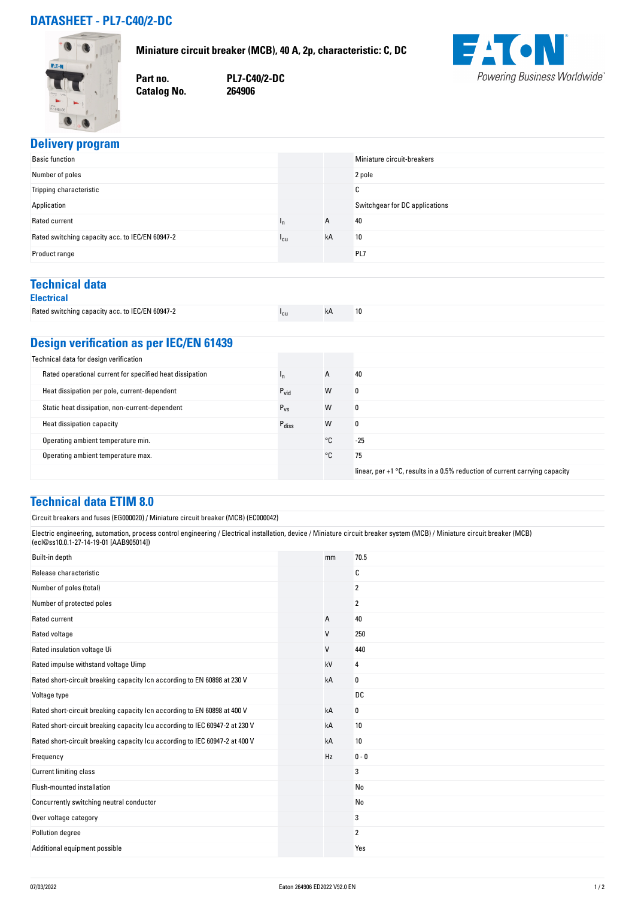# DATASHEET - PL7-C40/2-DC

**Miniature circuit breaker (MCB), 40 A, 2p, characteristic: C, DC**

| | |
|---|---|
| **Part no.** | **PL7-C40/2-DC** |
| **Catalog No.** | **264906** |

EATON
Powering Business Worldwide

## Delivery program

| | | | |
|---|---|---|---|
| Basic function | | | Miniature circuit-breakers |
| Number of poles | | | 2 pole |
| Tripping characteristic | | | C |
| Application | | | Switchgear for DC applications |
| Rated current | $I_n$ | A | 40 |
| Rated switching capacity acc. to IEC/EN 60947-2 | $I_{cu}$ | kA | 10 |
| Product range | | | PL7 |

## Technical data

### Electrical

| | | | |
|---|---|---|---|
| Rated switching capacity acc. to IEC/EN 60947-2 | $I_{cu}$ | kA | 10 |

## Design verification as per IEC/EN 61439

| | | | |
|---|---|---|---|
| Technical data for design verification | | | |
| Rated operational current for specified heat dissipation | $I_n$ | A | 40 |
| Heat dissipation per pole, current-dependent | $P_{vid}$ | W | 0 |
| Static heat dissipation, non-current-dependent | $P_{vs}$ | W | 0 |
| Heat dissipation capacity | $P_{diss}$ | W | 0 |
| Operating ambient temperature min. | | °C | -25 |
| Operating ambient temperature max. | | °C | 75 |
| | | | linear, per +1 °C, results in a 0.5% reduction of current carrying capacity |

## Technical data ETIM 8.0

Circuit breakers and fuses (EG000020) / Miniature circuit breaker (MCB) (EC000042)

Electric engineering, automation, process control engineering / Electrical installation, device / Miniature circuit breaker system (MCB) / Miniature circuit breaker (MCB) (ecl@ss10.0.1-27-14-19-01 [AAB905014])

| | | | |
|---|---|---|---|
| Built-in depth | | mm | 70.5 |
| Release characteristic | | | C |
| Number of poles (total) | | | 2 |
| Number of protected poles | | | 2 |
| Rated current | | A | 40 |
| Rated voltage | | V | 250 |
| Rated insulation voltage Ui | | V | 440 |
| Rated impulse withstand voltage Uimp | | kV | 4 |
| Rated short-circuit breaking capacity Icn according to EN 60898 at 230 V | | kA | 0 |
| Voltage type | | | DC |
| Rated short-circuit breaking capacity Icn according to EN 60898 at 400 V | | kA | 0 |
| Rated short-circuit breaking capacity Icu according to IEC 60947-2 at 230 V | | kA | 10 |
| Rated short-circuit breaking capacity Icu according to IEC 60947-2 at 400 V | | kA | 10 |
| Frequency | | Hz | 0 - 0 |
| Current limiting class | | | 3 |
| Flush-mounted installation | | | No |
| Concurrently switching neutral conductor | | | No |
| Over voltage category | | | 3 |
| Pollution degree | | | 2 |
| Additional equipment possible | | | Yes |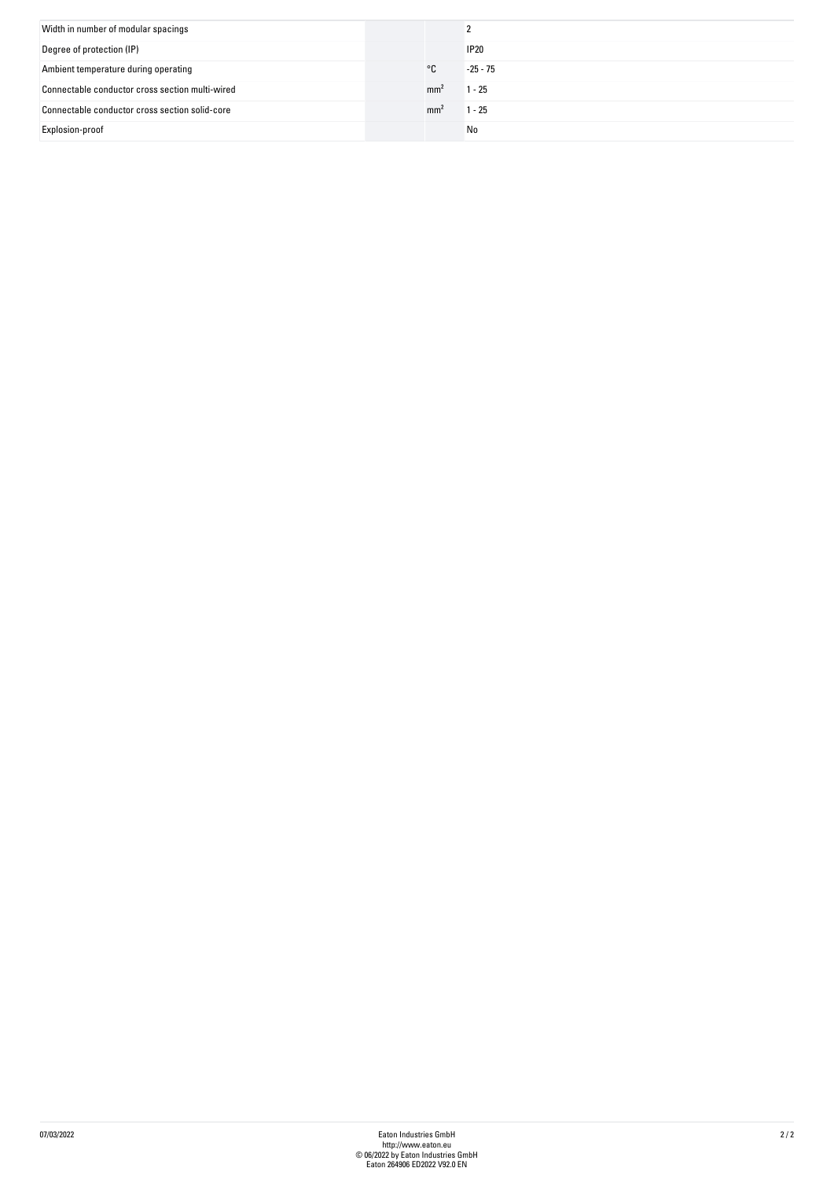| | | |
|---|---|---|
| Width in number of modular spacings | | 2 |
| Degree of protection (IP) | | IP20 |
| Ambient temperature during operating | °C | -25 - 75 |
| Connectable conductor cross section multi-wired | $mm^2$ | 1 - 25 |
| Connectable conductor cross section solid-core | $mm^2$ | 1 - 25 |
| Explosion-proof | | No |